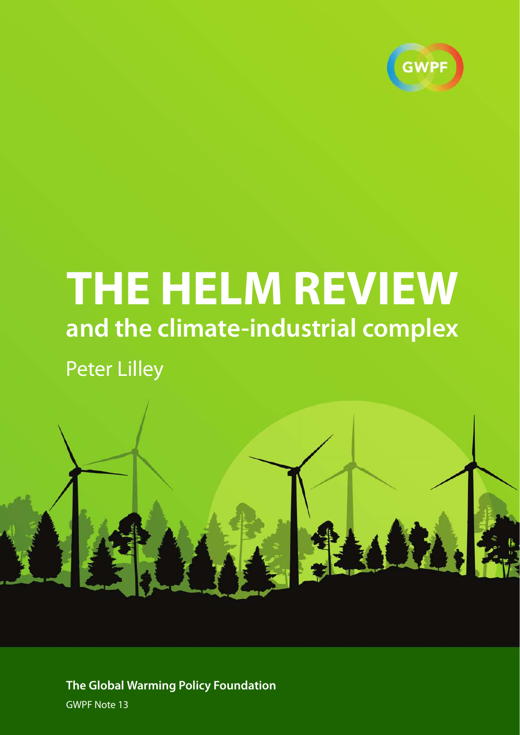GWPF

# THE HELM REVIEW

## and the climate-industrial complex

Peter Lilley

**The Global Warming Policy Foundation**

GWPF Note 13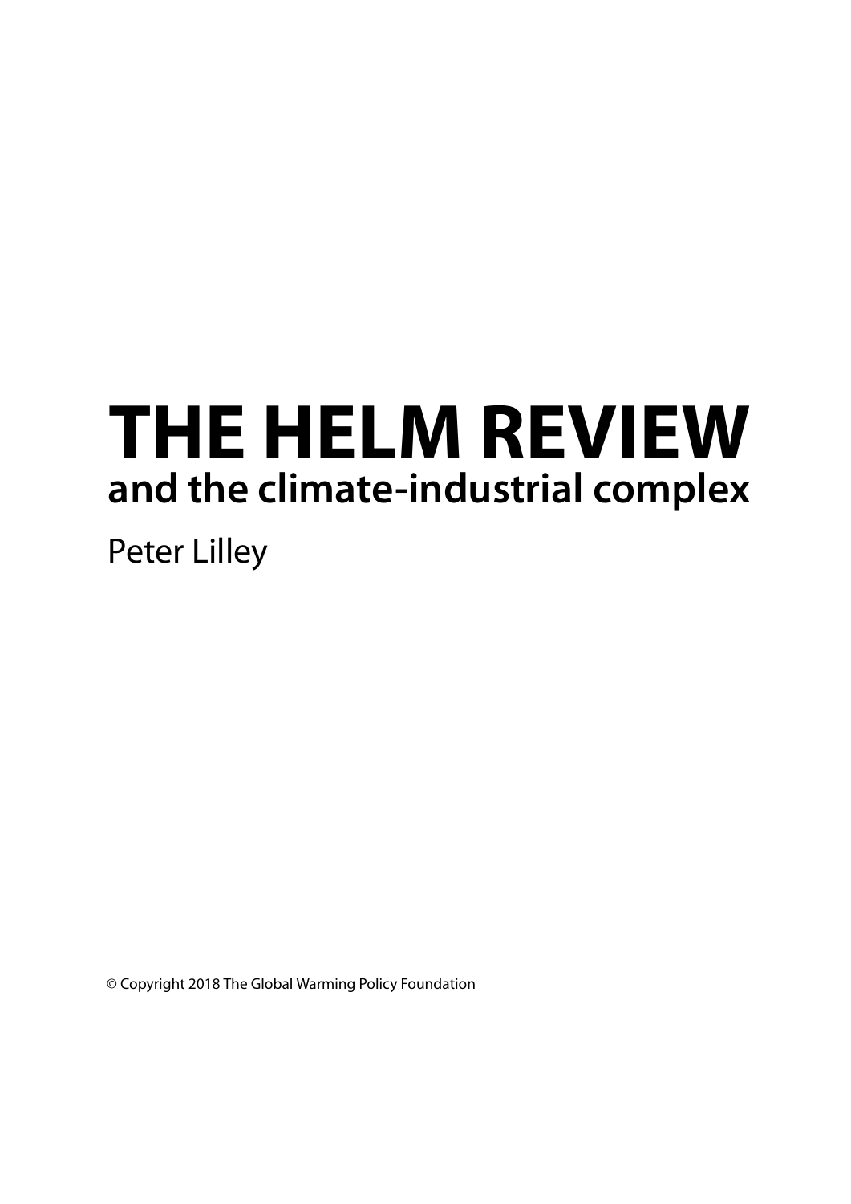# THE HELM REVIEW

## and the climate-industrial complex

Peter Lilley

© Copyright 2018 The Global Warming Policy Foundation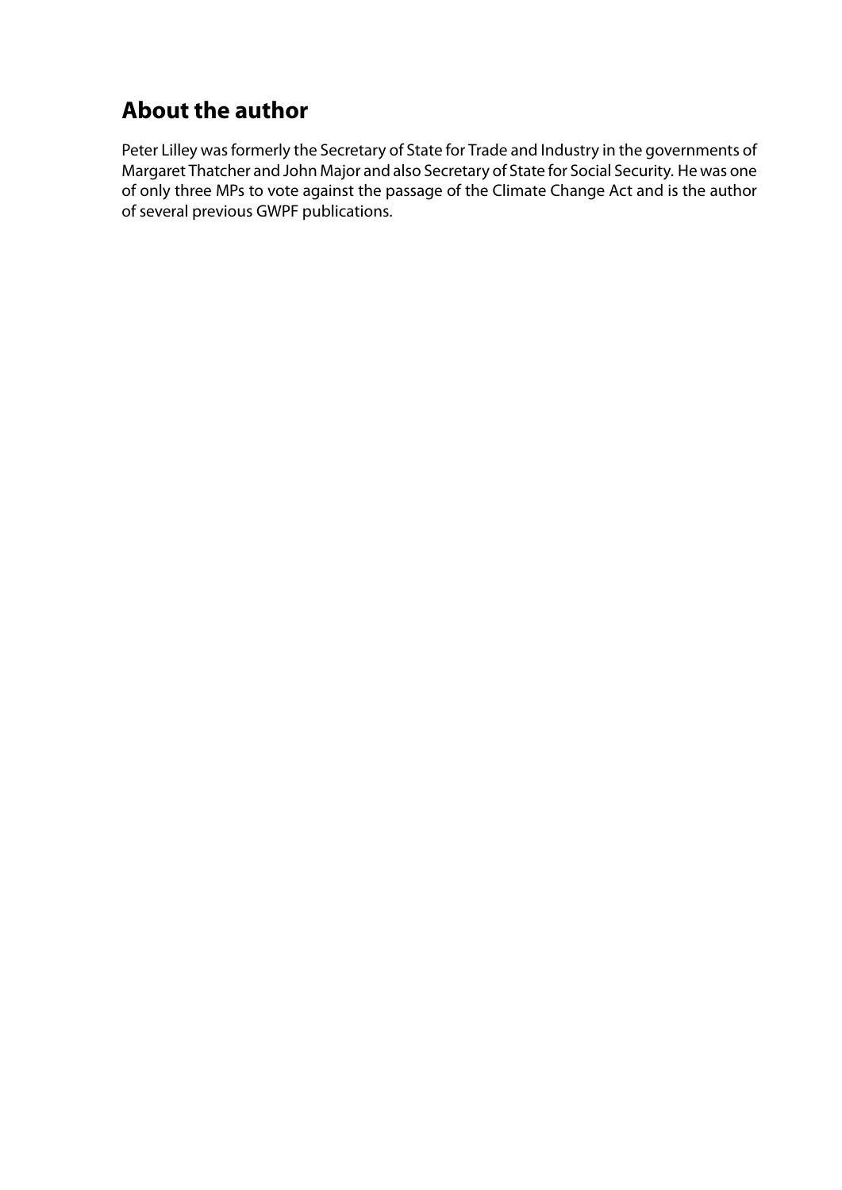## About the author

Peter Lilley was formerly the Secretary of State for Trade and Industry in the governments of Margaret Thatcher and John Major and also Secretary of State for Social Security. He was one of only three MPs to vote against the passage of the Climate Change Act and is the author of several previous GWPF publications.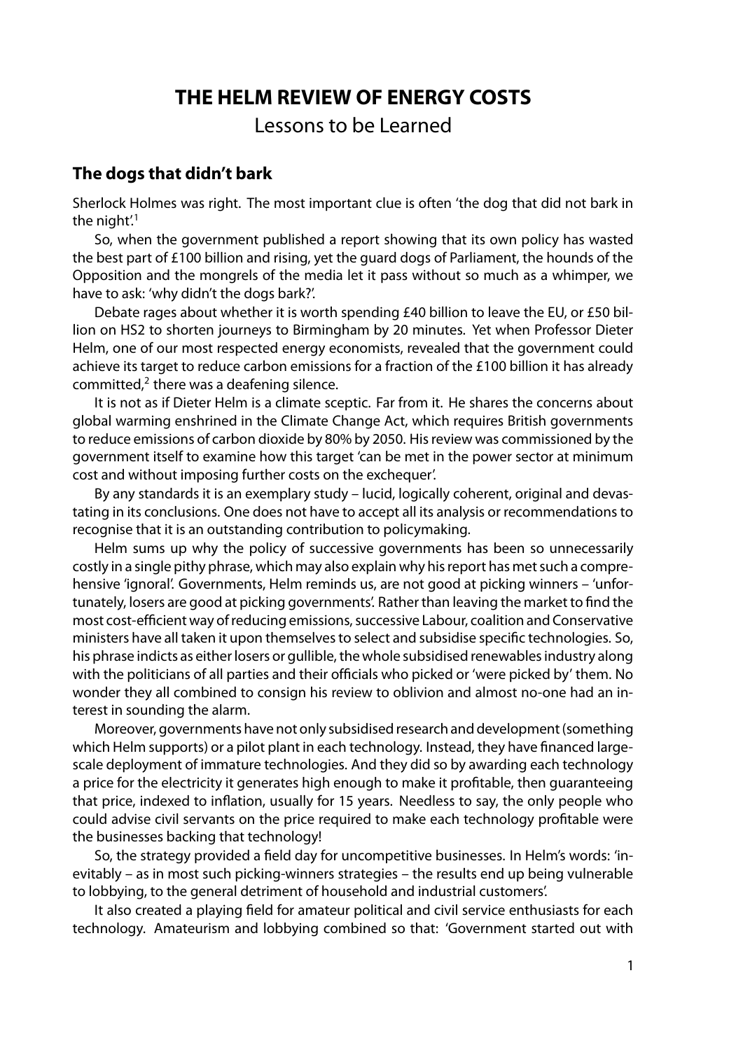# THE HELM REVIEW OF ENERGY COSTS

Lessons to be Learned

## The dogs that didn't bark

Sherlock Holmes was right. The most important clue is often 'the dog that did not bark in the night'.[1]

So, when the government published a report showing that its own policy has wasted the best part of £100 billion and rising, yet the guard dogs of Parliament, the hounds of the Opposition and the mongrels of the media let it pass without so much as a whimper, we have to ask: 'why didn't the dogs bark?'.

Debate rages about whether it is worth spending £40 billion to leave the EU, or £50 billion on HS2 to shorten journeys to Birmingham by 20 minutes. Yet when Professor Dieter Helm, one of our most respected energy economists, revealed that the government could achieve its target to reduce carbon emissions for a fraction of the £100 billion it has already committed,[2] there was a deafening silence.

It is not as if Dieter Helm is a climate sceptic. Far from it. He shares the concerns about global warming enshrined in the Climate Change Act, which requires British governments to reduce emissions of carbon dioxide by 80% by 2050. His review was commissioned by the government itself to examine how this target 'can be met in the power sector at minimum cost and without imposing further costs on the exchequer'.

By any standards it is an exemplary study – lucid, logically coherent, original and devastating in its conclusions. One does not have to accept all its analysis or recommendations to recognise that it is an outstanding contribution to policymaking.

Helm sums up why the policy of successive governments has been so unnecessarily costly in a single pithy phrase, which may also explain why his report has met such a comprehensive 'ignoral'. Governments, Helm reminds us, are not good at picking winners – 'unfortunately, losers are good at picking governments'. Rather than leaving the market to find the most cost-efficient way of reducing emissions, successive Labour, coalition and Conservative ministers have all taken it upon themselves to select and subsidise specific technologies. So, his phrase indicts as either losers or gullible, the whole subsidised renewables industry along with the politicians of all parties and their officials who picked or 'were picked by' them. No wonder they all combined to consign his review to oblivion and almost no-one had an interest in sounding the alarm.

Moreover, governments have not only subsidised research and development (something which Helm supports) or a pilot plant in each technology. Instead, they have financed large-scale deployment of immature technologies. And they did so by awarding each technology a price for the electricity it generates high enough to make it profitable, then guaranteeing that price, indexed to inflation, usually for 15 years. Needless to say, the only people who could advise civil servants on the price required to make each technology profitable were the businesses backing that technology!

So, the strategy provided a field day for uncompetitive businesses. In Helm's words: 'inevitably – as in most such picking-winners strategies – the results end up being vulnerable to lobbying, to the general detriment of household and industrial customers'.

It also created a playing field for amateur political and civil service enthusiasts for each technology. Amateurism and lobbying combined so that: 'Government started out with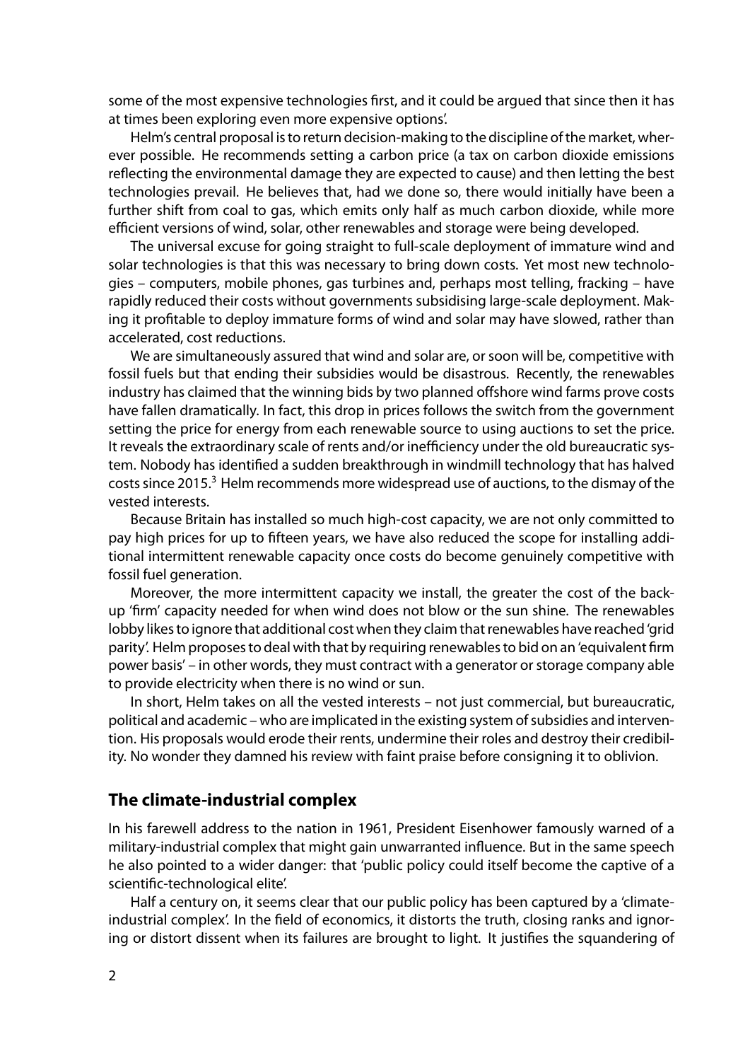some of the most expensive technologies first, and it could be argued that since then it has at times been exploring even more expensive options'.

Helm's central proposal is to return decision-making to the discipline of the market, wherever possible. He recommends setting a carbon price (a tax on carbon dioxide emissions reflecting the environmental damage they are expected to cause) and then letting the best technologies prevail. He believes that, had we done so, there would initially have been a further shift from coal to gas, which emits only half as much carbon dioxide, while more efficient versions of wind, solar, other renewables and storage were being developed.

The universal excuse for going straight to full-scale deployment of immature wind and solar technologies is that this was necessary to bring down costs. Yet most new technologies – computers, mobile phones, gas turbines and, perhaps most telling, fracking – have rapidly reduced their costs without governments subsidising large-scale deployment. Making it profitable to deploy immature forms of wind and solar may have slowed, rather than accelerated, cost reductions.

We are simultaneously assured that wind and solar are, or soon will be, competitive with fossil fuels but that ending their subsidies would be disastrous. Recently, the renewables industry has claimed that the winning bids by two planned offshore wind farms prove costs have fallen dramatically. In fact, this drop in prices follows the switch from the government setting the price for energy from each renewable source to using auctions to set the price. It reveals the extraordinary scale of rents and/or inefficiency under the old bureaucratic system. Nobody has identified a sudden breakthrough in windmill technology that has halved costs since 2015.[3] Helm recommends more widespread use of auctions, to the dismay of the vested interests.

Because Britain has installed so much high-cost capacity, we are not only committed to pay high prices for up to fifteen years, we have also reduced the scope for installing additional intermittent renewable capacity once costs do become genuinely competitive with fossil fuel generation.

Moreover, the more intermittent capacity we install, the greater the cost of the back-up 'firm' capacity needed for when wind does not blow or the sun shine. The renewables lobby likes to ignore that additional cost when they claim that renewables have reached 'grid parity'. Helm proposes to deal with that by requiring renewables to bid on an 'equivalent firm power basis' – in other words, they must contract with a generator or storage company able to provide electricity when there is no wind or sun.

In short, Helm takes on all the vested interests – not just commercial, but bureaucratic, political and academic – who are implicated in the existing system of subsidies and intervention. His proposals would erode their rents, undermine their roles and destroy their credibility. No wonder they damned his review with faint praise before consigning it to oblivion.

## The climate-industrial complex

In his farewell address to the nation in 1961, President Eisenhower famously warned of a military-industrial complex that might gain unwarranted influence. But in the same speech he also pointed to a wider danger: that 'public policy could itself become the captive of a scientific-technological elite'.

Half a century on, it seems clear that our public policy has been captured by a 'climate-industrial complex'. In the field of economics, it distorts the truth, closing ranks and ignoring or distort dissent when its failures are brought to light. It justifies the squandering of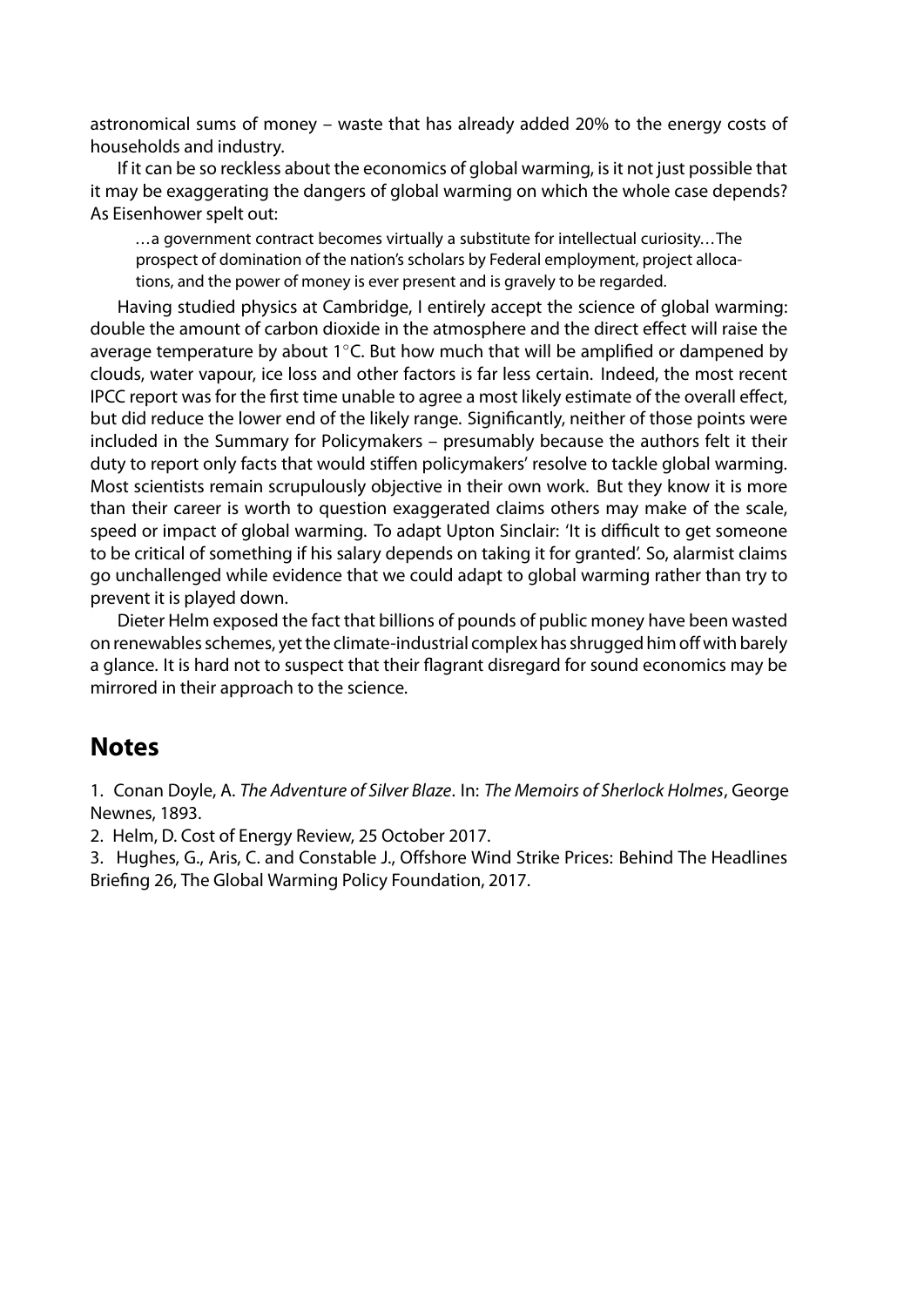astronomical sums of money – waste that has already added 20% to the energy costs of households and industry.

If it can be so reckless about the economics of global warming, is it not just possible that it may be exaggerating the dangers of global warming on which the whole case depends? As Eisenhower spelt out:

> …a government contract becomes virtually a substitute for intellectual curiosity…The prospect of domination of the nation's scholars by Federal employment, project allocations, and the power of money is ever present and is gravely to be regarded.

Having studied physics at Cambridge, I entirely accept the science of global warming: double the amount of carbon dioxide in the atmosphere and the direct effect will raise the average temperature by about 1°C. But how much that will be amplified or dampened by clouds, water vapour, ice loss and other factors is far less certain. Indeed, the most recent IPCC report was for the first time unable to agree a most likely estimate of the overall effect, but did reduce the lower end of the likely range. Significantly, neither of those points were included in the Summary for Policymakers – presumably because the authors felt it their duty to report only facts that would stiffen policymakers' resolve to tackle global warming. Most scientists remain scrupulously objective in their own work. But they know it is more than their career is worth to question exaggerated claims others may make of the scale, speed or impact of global warming. To adapt Upton Sinclair: 'It is difficult to get someone to be critical of something if his salary depends on taking it for granted'. So, alarmist claims go unchallenged while evidence that we could adapt to global warming rather than try to prevent it is played down.

Dieter Helm exposed the fact that billions of pounds of public money have been wasted on renewables schemes, yet the climate-industrial complex has shrugged him off with barely a glance. It is hard not to suspect that their flagrant disregard for sound economics may be mirrored in their approach to the science.

## Notes

1. Conan Doyle, A. *The Adventure of Silver Blaze*. In: *The Memoirs of Sherlock Holmes*, George Newnes, 1893.
2. Helm, D. Cost of Energy Review, 25 October 2017.
3. Hughes, G., Aris, C. and Constable J., Offshore Wind Strike Prices: Behind The Headlines Briefing 26, The Global Warming Policy Foundation, 2017.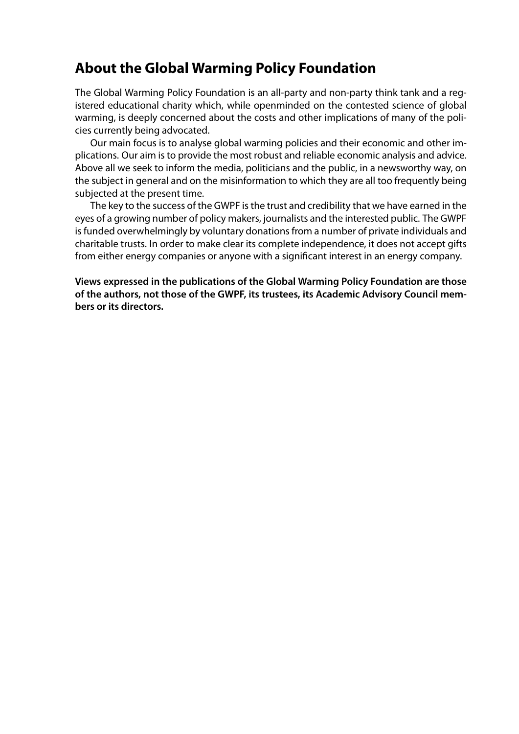## About the Global Warming Policy Foundation

The Global Warming Policy Foundation is an all-party and non-party think tank and a registered educational charity which, while openminded on the contested science of global warming, is deeply concerned about the costs and other implications of many of the policies currently being advocated.

Our main focus is to analyse global warming policies and their economic and other implications. Our aim is to provide the most robust and reliable economic analysis and advice. Above all we seek to inform the media, politicians and the public, in a newsworthy way, on the subject in general and on the misinformation to which they are all too frequently being subjected at the present time.

The key to the success of the GWPF is the trust and credibility that we have earned in the eyes of a growing number of policy makers, journalists and the interested public. The GWPF is funded overwhelmingly by voluntary donations from a number of private individuals and charitable trusts. In order to make clear its complete independence, it does not accept gifts from either energy companies or anyone with a significant interest in an energy company.

**Views expressed in the publications of the Global Warming Policy Foundation are those of the authors, not those of the GWPF, its trustees, its Academic Advisory Council members or its directors.**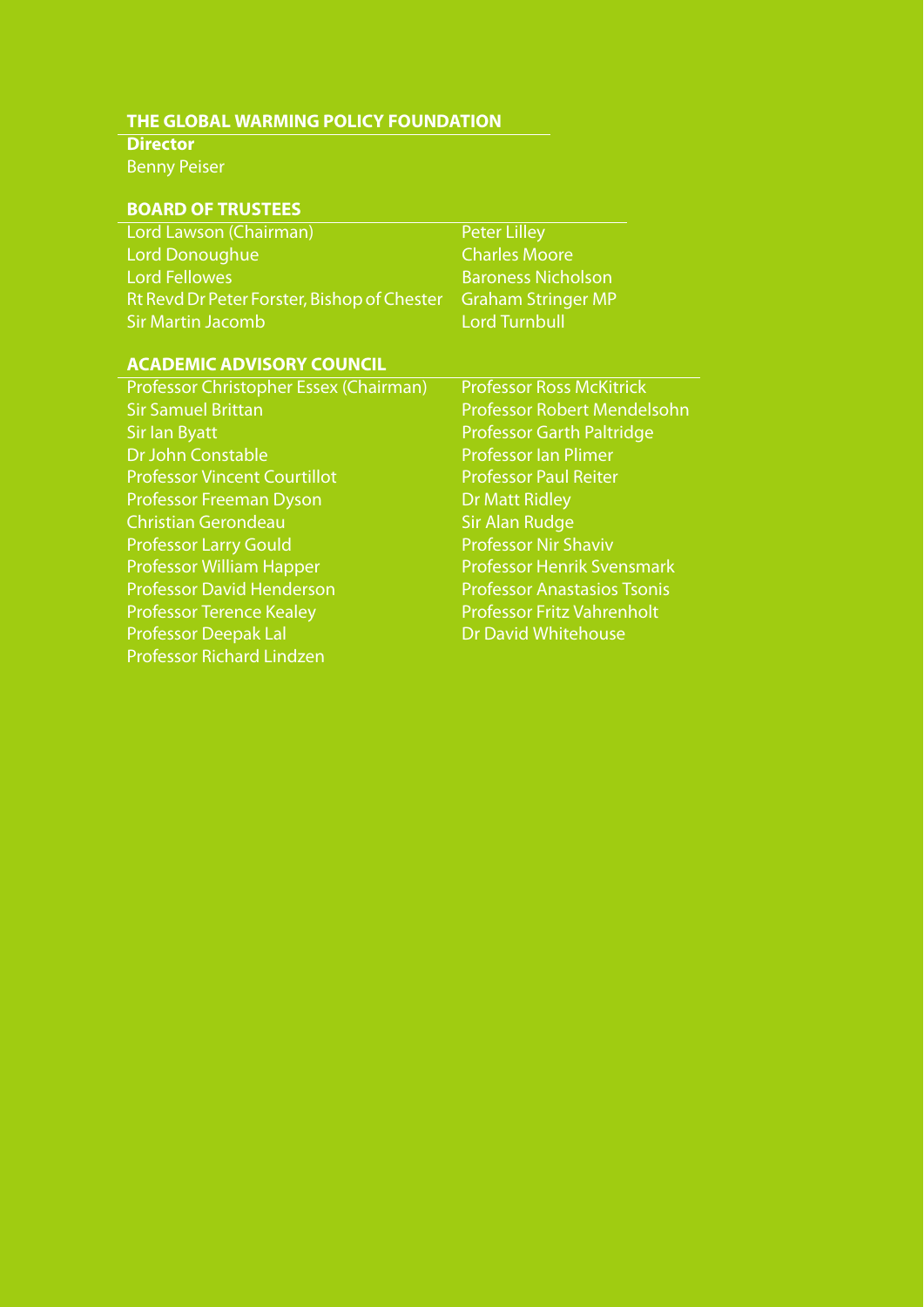## THE GLOBAL WARMING POLICY FOUNDATION

**Director**

Benny Peiser

### BOARD OF TRUSTEES

Lord Lawson (Chairman)
Lord Donoughue
Lord Fellowes
Rt Revd Dr Peter Forster, Bishop of Chester
Sir Martin Jacomb
Peter Lilley
Charles Moore
Baroness Nicholson
Graham Stringer MP
Lord Turnbull

### ACADEMIC ADVISORY COUNCIL

Professor Christopher Essex (Chairman)
Sir Samuel Brittan
Sir Ian Byatt
Dr John Constable
Professor Vincent Courtillot
Professor Freeman Dyson
Christian Gerondeau
Professor Larry Gould
Professor William Happer
Professor David Henderson
Professor Terence Kealey
Professor Deepak Lal
Professor Richard Lindzen
Professor Ross McKitrick
Professor Robert Mendelsohn
Professor Garth Paltridge
Professor Ian Plimer
Professor Paul Reiter
Dr Matt Ridley
Sir Alan Rudge
Professor Nir Shaviv
Professor Henrik Svensmark
Professor Anastasios Tsonis
Professor Fritz Vahrenholt
Dr David Whitehouse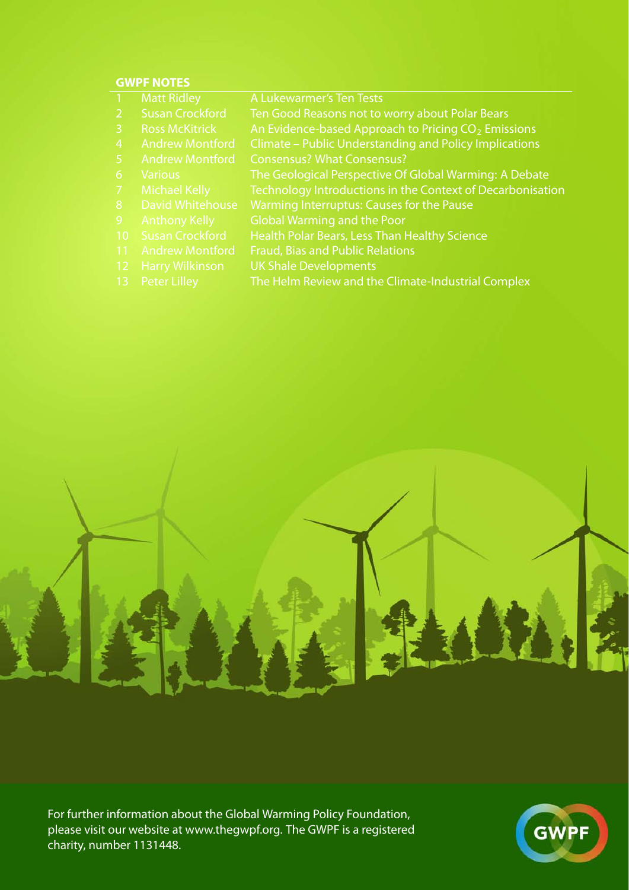## GWPF NOTES

| | | |
|---|---|---|
| 1 | Matt Ridley | A Lukewarmer's Ten Tests |
| 2 | Susan Crockford | Ten Good Reasons not to worry about Polar Bears |
| 3 | Ross McKitrick | An Evidence-based Approach to Pricing $CO_2$ Emissions |
| 4 | Andrew Montford | Climate – Public Understanding and Policy Implications |
| 5 | Andrew Montford | Consensus? What Consensus? |
| 6 | Various | The Geological Perspective Of Global Warming: A Debate |
| 7 | Michael Kelly | Technology Introductions in the Context of Decarbonisation |
| 8 | David Whitehouse | Warming Interruptus: Causes for the Pause |
| 9 | Anthony Kelly | Global Warming and the Poor |
| 10 | Susan Crockford | Health Polar Bears, Less Than Healthy Science |
| 11 | Andrew Montford | Fraud, Bias and Public Relations |
| 12 | Harry Wilkinson | UK Shale Developments |
| 13 | Peter Lilley | The Helm Review and the Climate-Industrial Complex |

For further information about the Global Warming Policy Foundation, please visit our website at www.thegwpf.org. The GWPF is a registered charity, number 1131448.